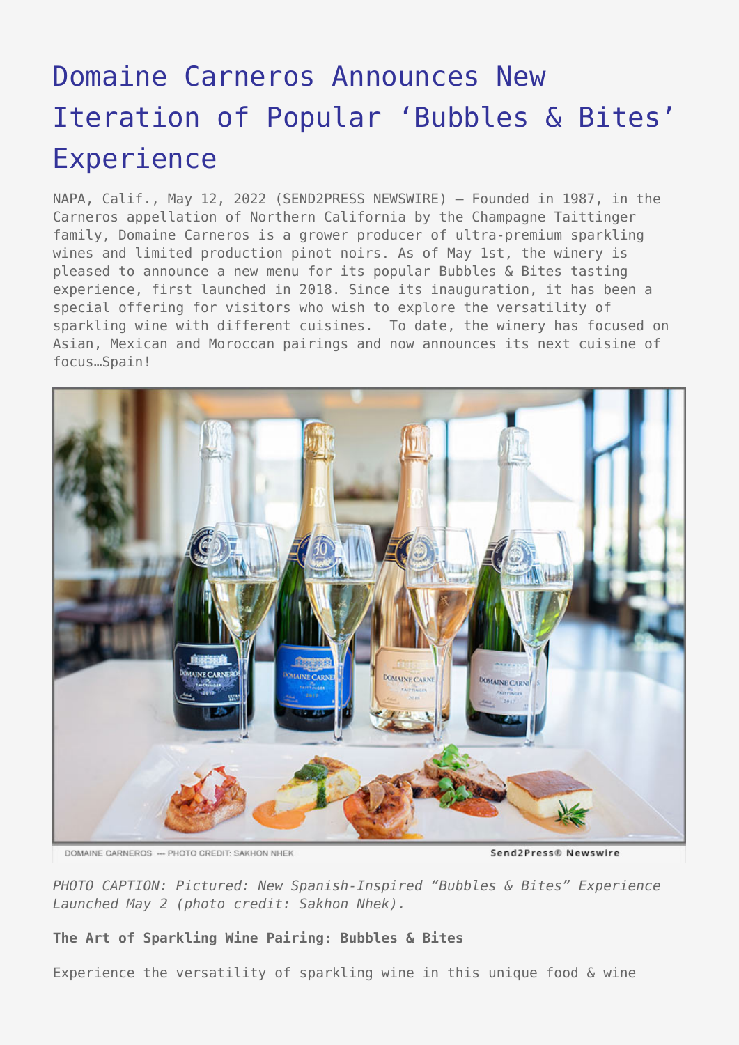# Domaine Carneros Announces New Iteration of Popular 'Bubbles & Bites' Experience

NAPA, Calif., May 12, 2022 (SEND2PRESS NEWSWIRE) — Founded in 1987, in the Carneros appellation of Northern California by the Champagne Taittinger family, Domaine Carneros is a grower producer of ultra-premium sparkling wines and limited production pinot noirs. As of May 1st, the winery is pleased to announce a new menu for its popular Bubbles & Bites tasting experience, first launched in 2018. Since its inauguration, it has been a special offering for visitors who wish to explore the versatility of sparkling wine with different cuisines. To date, the winery has focused on Asian, Mexican and Moroccan pairings and now announces its next cuisine of focus…Spain!

DOMAINE CARNEROS — PHOTO CREDIT: SAKHON NHEK

Send2Press® Newswire

*PHOTO CAPTION: Pictured: New Spanish-Inspired "Bubbles & Bites" Experience Launched May 2 (photo credit: Sakhon Nhek).*

**The Art of Sparkling Wine Pairing: Bubbles & Bites**

Experience the versatility of sparkling wine in this unique food & wine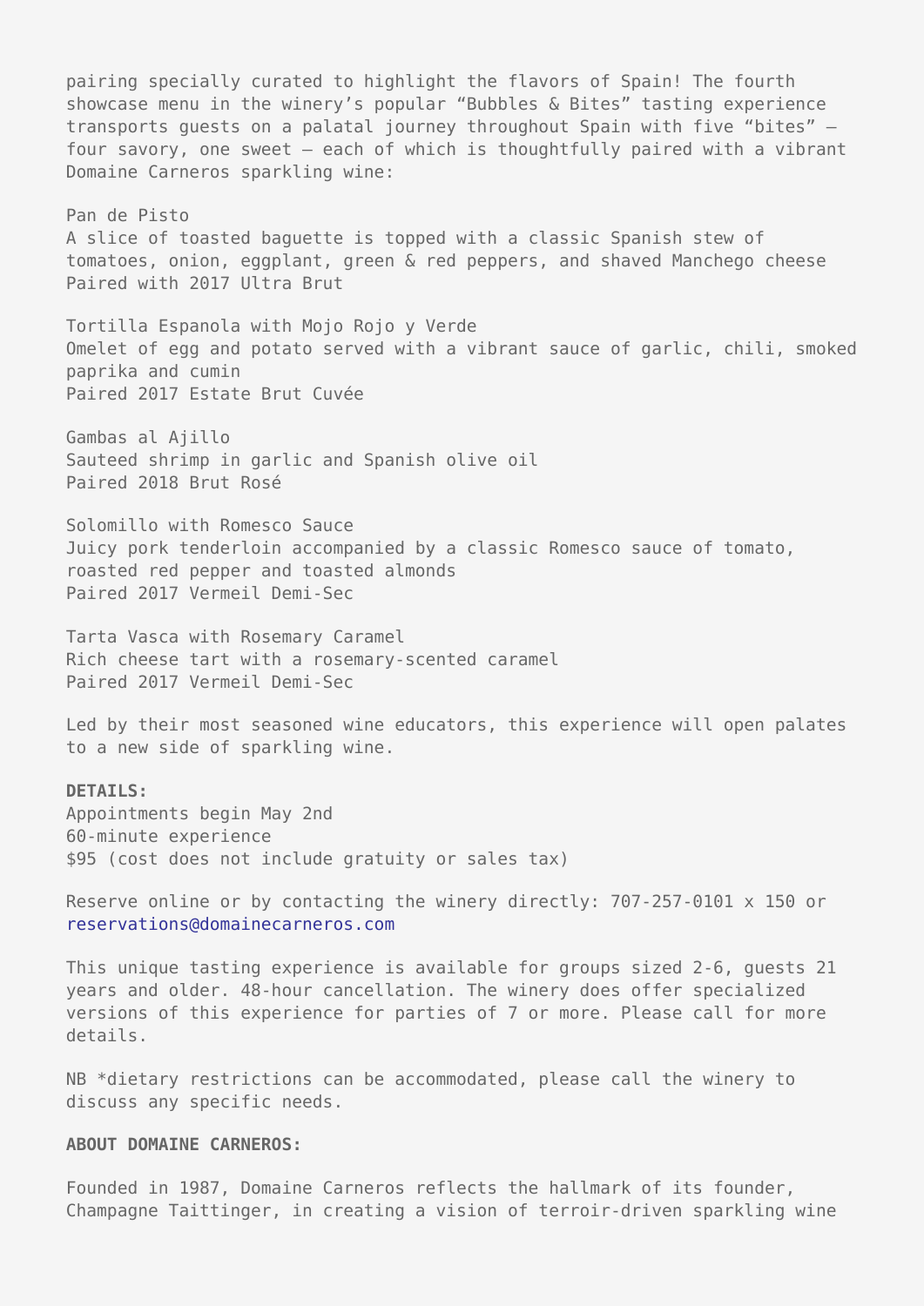pairing specially curated to highlight the flavors of Spain! The fourth showcase menu in the winery's popular "Bubbles & Bites" tasting experience transports guests on a palatal journey throughout Spain with five "bites" – four savory, one sweet – each of which is thoughtfully paired with a vibrant Domaine Carneros sparkling wine:

Pan de Pisto
A slice of toasted baguette is topped with a classic Spanish stew of tomatoes, onion, eggplant, green & red peppers, and shaved Manchego cheese
Paired with 2017 Ultra Brut

Tortilla Espanola with Mojo Rojo y Verde
Omelet of egg and potato served with a vibrant sauce of garlic, chili, smoked paprika and cumin
Paired 2017 Estate Brut Cuvée

Gambas al Ajillo
Sauteed shrimp in garlic and Spanish olive oil
Paired 2018 Brut Rosé

Solomillo with Romesco Sauce
Juicy pork tenderloin accompanied by a classic Romesco sauce of tomato, roasted red pepper and toasted almonds
Paired 2017 Vermeil Demi-Sec

Tarta Vasca with Rosemary Caramel
Rich cheese tart with a rosemary-scented caramel
Paired 2017 Vermeil Demi-Sec

Led by their most seasoned wine educators, this experience will open palates to a new side of sparkling wine.

**DETAILS:**
Appointments begin May 2nd
60-minute experience
$95 (cost does not include gratuity or sales tax)

Reserve online or by contacting the winery directly: 707-257-0101 x 150 or reservations@domainecarneros.com

This unique tasting experience is available for groups sized 2-6, guests 21 years and older. 48-hour cancellation. The winery does offer specialized versions of this experience for parties of 7 or more. Please call for more details.

NB *dietary restrictions can be accommodated, please call the winery to discuss any specific needs.

**ABOUT DOMAINE CARNEROS:**

Founded in 1987, Domaine Carneros reflects the hallmark of its founder, Champagne Taittinger, in creating a vision of terroir-driven sparkling wine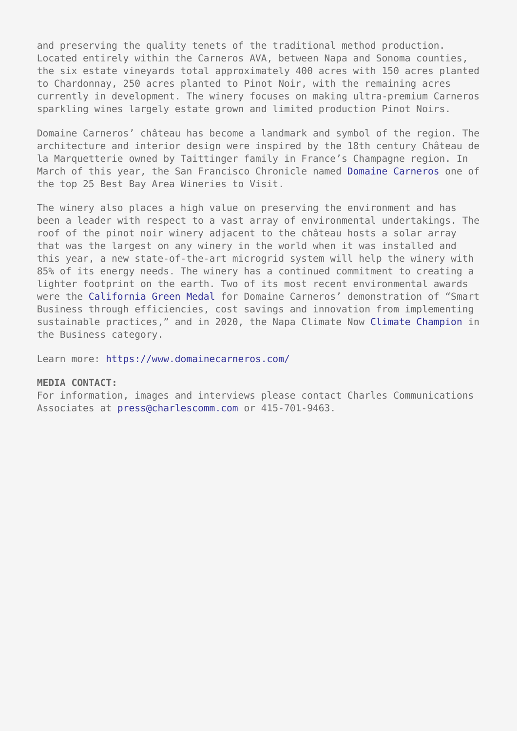and preserving the quality tenets of the traditional method production. Located entirely within the Carneros AVA, between Napa and Sonoma counties, the six estate vineyards total approximately 400 acres with 150 acres planted to Chardonnay, 250 acres planted to Pinot Noir, with the remaining acres currently in development. The winery focuses on making ultra-premium Carneros sparkling wines largely estate grown and limited production Pinot Noirs.

Domaine Carneros' château has become a landmark and symbol of the region. The architecture and interior design were inspired by the 18th century Château de la Marquetterie owned by Taittinger family in France's Champagne region. In March of this year, the San Francisco Chronicle named Domaine Carneros one of the top 25 Best Bay Area Wineries to Visit.

The winery also places a high value on preserving the environment and has been a leader with respect to a vast array of environmental undertakings. The roof of the pinot noir winery adjacent to the château hosts a solar array that was the largest on any winery in the world when it was installed and this year, a new state-of-the-art microgrid system will help the winery with 85% of its energy needs. The winery has a continued commitment to creating a lighter footprint on the earth. Two of its most recent environmental awards were the California Green Medal for Domaine Carneros' demonstration of "Smart Business through efficiencies, cost savings and innovation from implementing sustainable practices," and in 2020, the Napa Climate Now Climate Champion in the Business category.

Learn more: https://www.domainecarneros.com/

**MEDIA CONTACT:**
For information, images and interviews please contact Charles Communications Associates at press@charlescomm.com or 415-701-9463.